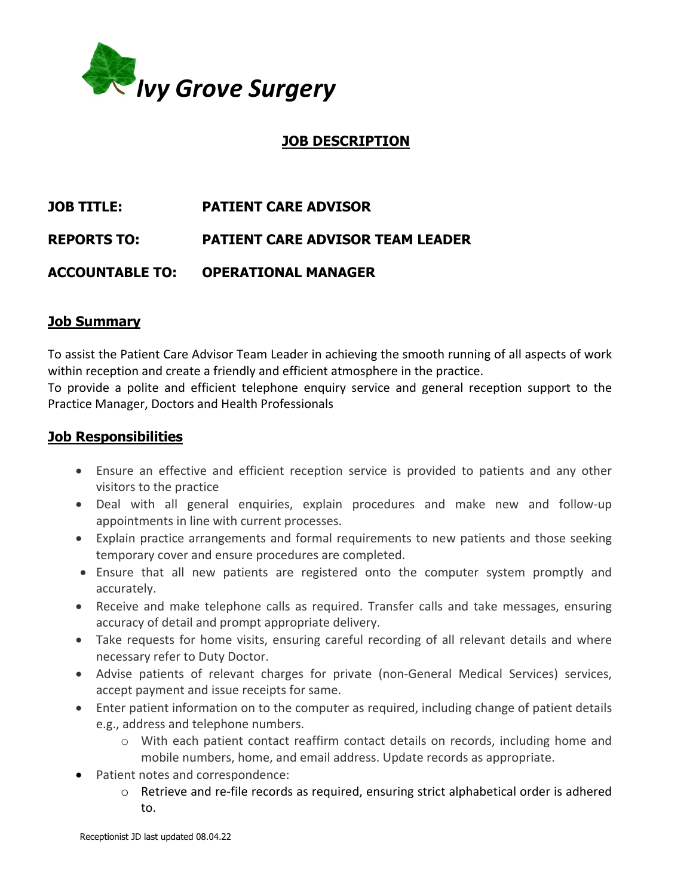# Ivy Grove Surgery

## JOB DESCRIPTION

**JOB TITLE:** PATIENT CARE ADVISOR

**REPORTS TO:** PATIENT CARE ADVISOR TEAM LEADER

**ACCOUNTABLE TO:** OPERATIONAL MANAGER

## Job Summary

To assist the Patient Care Advisor Team Leader in achieving the smooth running of all aspects of work within reception and create a friendly and efficient atmosphere in the practice.
To provide a polite and efficient telephone enquiry service and general reception support to the Practice Manager, Doctors and Health Professionals

## Job Responsibilities

- Ensure an effective and efficient reception service is provided to patients and any other visitors to the practice
- Deal with all general enquiries, explain procedures and make new and follow-up appointments in line with current processes.
- Explain practice arrangements and formal requirements to new patients and those seeking temporary cover and ensure procedures are completed.
- Ensure that all new patients are registered onto the computer system promptly and accurately.
- Receive and make telephone calls as required. Transfer calls and take messages, ensuring accuracy of detail and prompt appropriate delivery.
- Take requests for home visits, ensuring careful recording of all relevant details and where necessary refer to Duty Doctor.
- Advise patients of relevant charges for private (non-General Medical Services) services, accept payment and issue receipts for same.
- Enter patient information on to the computer as required, including change of patient details e.g., address and telephone numbers.
  - With each patient contact reaffirm contact details on records, including home and mobile numbers, home, and email address. Update records as appropriate.
- Patient notes and correspondence:
  - Retrieve and re-file records as required, ensuring strict alphabetical order is adhered to.

Receptionist JD last updated 08.04.22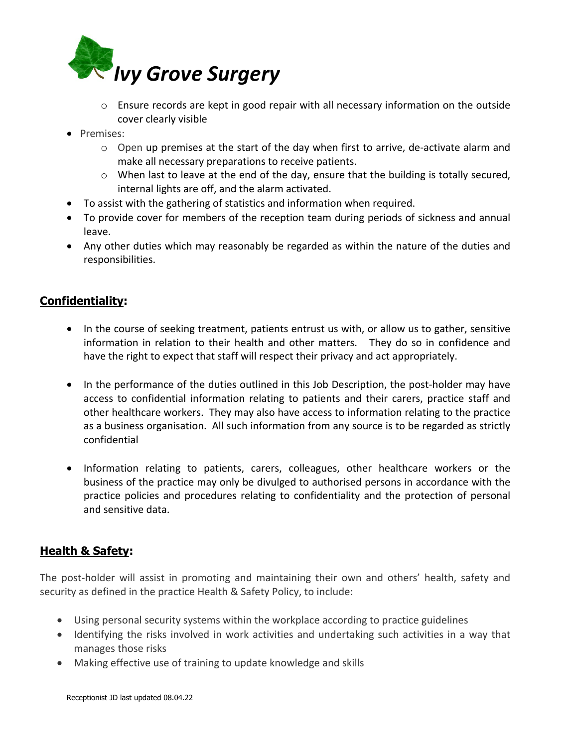- Ensure records are kept in good repair with all necessary information on the outside cover clearly visible

- Premises:
  - Open up premises at the start of the day when first to arrive, de-activate alarm and make all necessary preparations to receive patients.
  - When last to leave at the end of the day, ensure that the building is totally secured, internal lights are off, and the alarm activated.
- To assist with the gathering of statistics and information when required.
- To provide cover for members of the reception team during periods of sickness and annual leave.
- Any other duties which may reasonably be regarded as within the nature of the duties and responsibilities.

## **Confidentiality:**

- In the course of seeking treatment, patients entrust us with, or allow us to gather, sensitive information in relation to their health and other matters. They do so in confidence and have the right to expect that staff will respect their privacy and act appropriately.

- In the performance of the duties outlined in this Job Description, the post-holder may have access to confidential information relating to patients and their carers, practice staff and other healthcare workers. They may also have access to information relating to the practice as a business organisation. All such information from any source is to be regarded as strictly confidential

- Information relating to patients, carers, colleagues, other healthcare workers or the business of the practice may only be divulged to authorised persons in accordance with the practice policies and procedures relating to confidentiality and the protection of personal and sensitive data.

## **Health & Safety:**

The post-holder will assist in promoting and maintaining their own and others' health, safety and security as defined in the practice Health & Safety Policy, to include:

- Using personal security systems within the workplace according to practice guidelines
- Identifying the risks involved in work activities and undertaking such activities in a way that manages those risks
- Making effective use of training to update knowledge and skills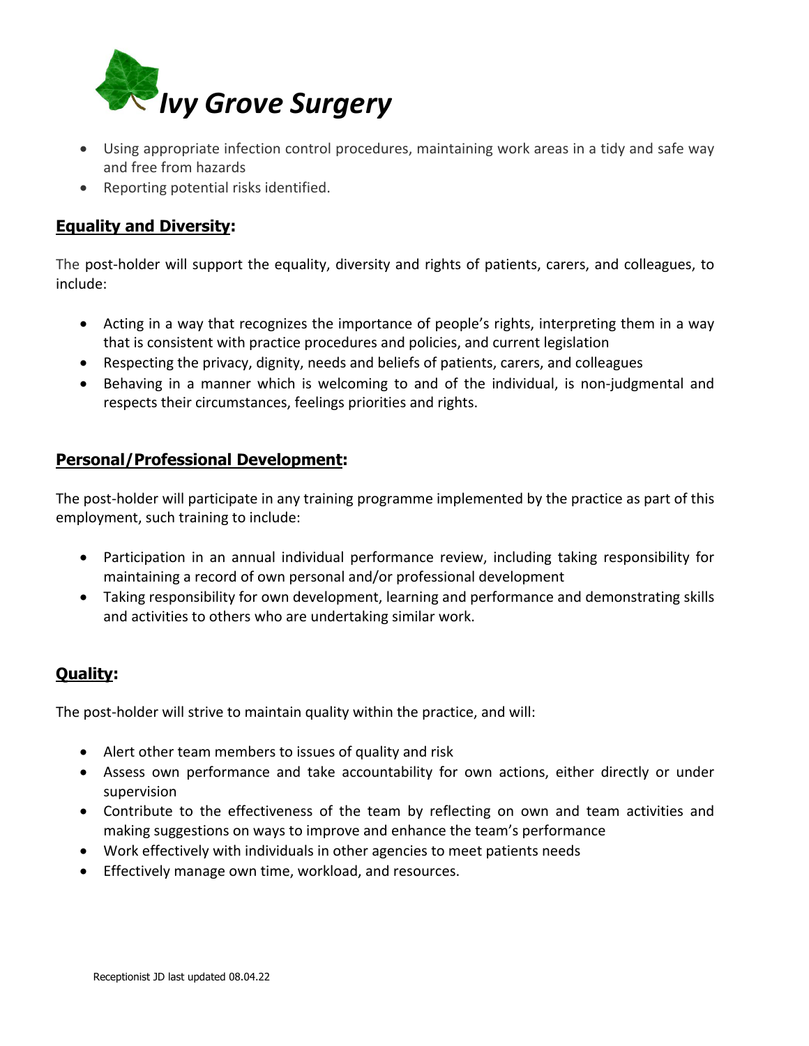- Using appropriate infection control procedures, maintaining work areas in a tidy and safe way and free from hazards
- Reporting potential risks identified.

## Equality and Diversity:

The post-holder will support the equality, diversity and rights of patients, carers, and colleagues, to include:

- Acting in a way that recognizes the importance of people's rights, interpreting them in a way that is consistent with practice procedures and policies, and current legislation
- Respecting the privacy, dignity, needs and beliefs of patients, carers, and colleagues
- Behaving in a manner which is welcoming to and of the individual, is non-judgmental and respects their circumstances, feelings priorities and rights.

## Personal/Professional Development:

The post-holder will participate in any training programme implemented by the practice as part of this employment, such training to include:

- Participation in an annual individual performance review, including taking responsibility for maintaining a record of own personal and/or professional development
- Taking responsibility for own development, learning and performance and demonstrating skills and activities to others who are undertaking similar work.

## Quality:

The post-holder will strive to maintain quality within the practice, and will:

- Alert other team members to issues of quality and risk
- Assess own performance and take accountability for own actions, either directly or under supervision
- Contribute to the effectiveness of the team by reflecting on own and team activities and making suggestions on ways to improve and enhance the team's performance
- Work effectively with individuals in other agencies to meet patients needs
- Effectively manage own time, workload, and resources.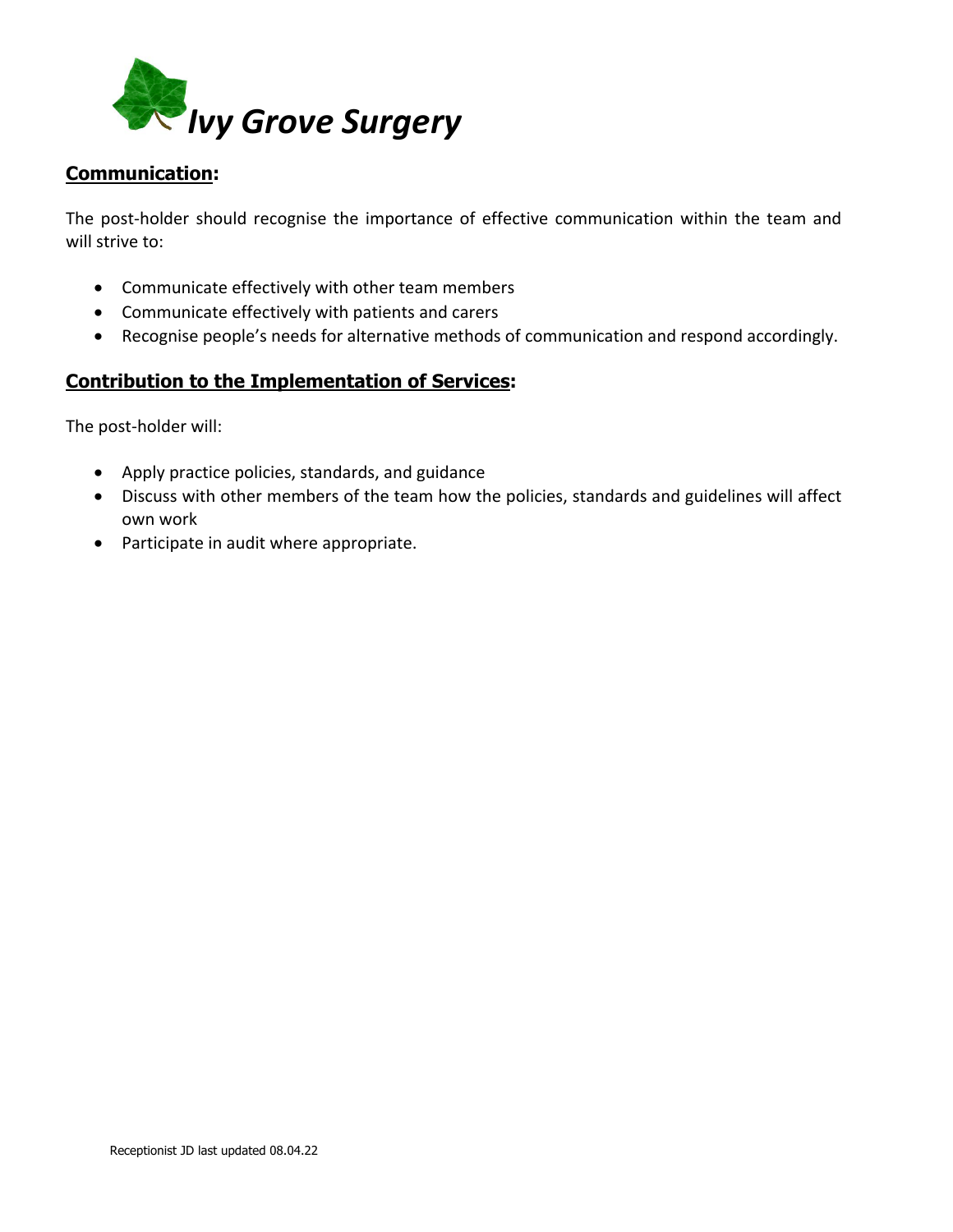## **Communication:**

The post-holder should recognise the importance of effective communication within the team and will strive to:

- Communicate effectively with other team members
- Communicate effectively with patients and carers
- Recognise people's needs for alternative methods of communication and respond accordingly.

## **Contribution to the Implementation of Services:**

The post-holder will:

- Apply practice policies, standards, and guidance
- Discuss with other members of the team how the policies, standards and guidelines will affect own work
- Participate in audit where appropriate.